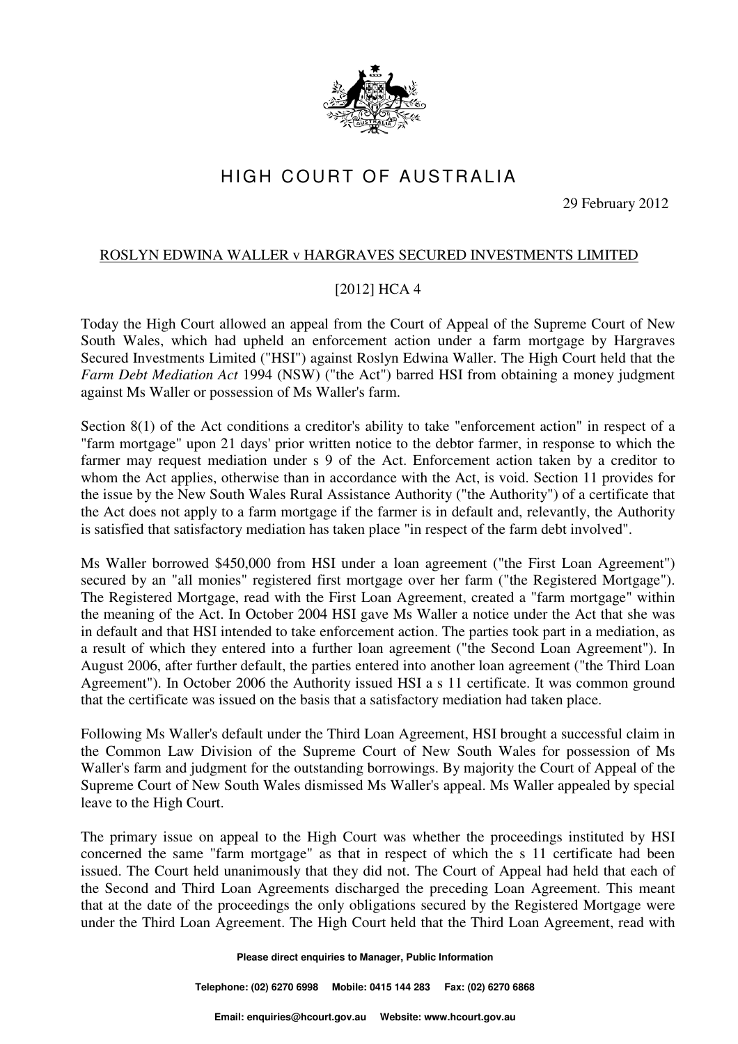# HIGH COURT OF AUSTRALIA

29 February 2012

## ROSLYN EDWINA WALLER v HARGRAVES SECURED INVESTMENTS LIMITED

[2012] HCA 4

Today the High Court allowed an appeal from the Court of Appeal of the Supreme Court of New South Wales, which had upheld an enforcement action under a farm mortgage by Hargraves Secured Investments Limited ("HSI") against Roslyn Edwina Waller. The High Court held that the *Farm Debt Mediation Act* 1994 (NSW) ("the Act") barred HSI from obtaining a money judgment against Ms Waller or possession of Ms Waller's farm.

Section 8(1) of the Act conditions a creditor's ability to take "enforcement action" in respect of a "farm mortgage" upon 21 days' prior written notice to the debtor farmer, in response to which the farmer may request mediation under s 9 of the Act. Enforcement action taken by a creditor to whom the Act applies, otherwise than in accordance with the Act, is void. Section 11 provides for the issue by the New South Wales Rural Assistance Authority ("the Authority") of a certificate that the Act does not apply to a farm mortgage if the farmer is in default and, relevantly, the Authority is satisfied that satisfactory mediation has taken place "in respect of the farm debt involved".

Ms Waller borrowed $450,000 from HSI under a loan agreement ("the First Loan Agreement") secured by an "all monies" registered first mortgage over her farm ("the Registered Mortgage"). The Registered Mortgage, read with the First Loan Agreement, created a "farm mortgage" within the meaning of the Act. In October 2004 HSI gave Ms Waller a notice under the Act that she was in default and that HSI intended to take enforcement action. The parties took part in a mediation, as a result of which they entered into a further loan agreement ("the Second Loan Agreement"). In August 2006, after further default, the parties entered into another loan agreement ("the Third Loan Agreement"). In October 2006 the Authority issued HSI a s 11 certificate. It was common ground that the certificate was issued on the basis that a satisfactory mediation had taken place.

Following Ms Waller's default under the Third Loan Agreement, HSI brought a successful claim in the Common Law Division of the Supreme Court of New South Wales for possession of Ms Waller's farm and judgment for the outstanding borrowings. By majority the Court of Appeal of the Supreme Court of New South Wales dismissed Ms Waller's appeal. Ms Waller appealed by special leave to the High Court.

The primary issue on appeal to the High Court was whether the proceedings instituted by HSI concerned the same "farm mortgage" as that in respect of which the s 11 certificate had been issued. The Court held unanimously that they did not. The Court of Appeal had held that each of the Second and Third Loan Agreements discharged the preceding Loan Agreement. This meant that at the date of the proceedings the only obligations secured by the Registered Mortgage were under the Third Loan Agreement. The High Court held that the Third Loan Agreement, read with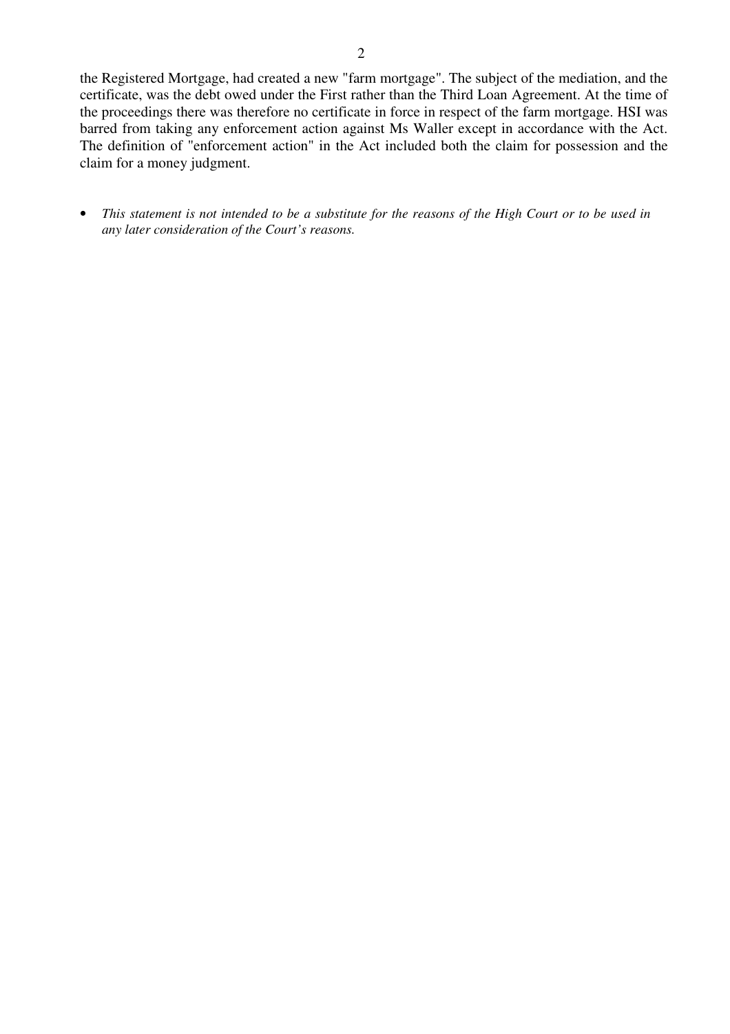the Registered Mortgage, had created a new "farm mortgage". The subject of the mediation, and the certificate, was the debt owed under the First rather than the Third Loan Agreement. At the time of the proceedings there was therefore no certificate in force in respect of the farm mortgage. HSI was barred from taking any enforcement action against Ms Waller except in accordance with the Act. The definition of "enforcement action" in the Act included both the claim for possession and the claim for a money judgment.

- *This statement is not intended to be a substitute for the reasons of the High Court or to be used in any later consideration of the Court's reasons.*